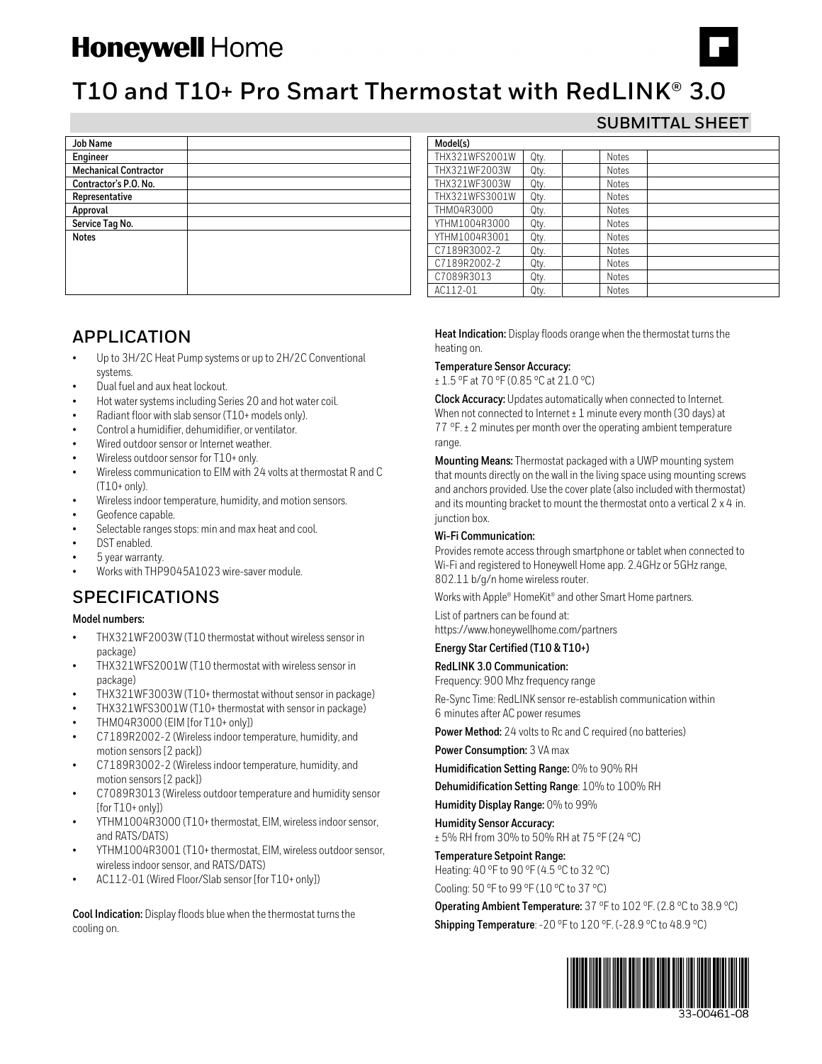# Honeywell Home

# T10 and T10+ Pro Smart Thermostat with RedLINK® 3.0

## SUBMITTAL SHEET

| Job Name | |
|---|---|
| Engineer | |
| Mechanical Contractor | |
| Contractor's P.O. No. | |
| Representative | |
| Approval | |
| Service Tag No. | |
| Notes | |

| Model(s) | | | | |
|---|---|---|---|---|
| THX321WFS2001W | Qty. | | Notes | |
| THX321WF2003W | Qty. | | Notes | |
| THX321WF3003W | Qty. | | Notes | |
| THX321WFS3001W | Qty. | | Notes | |
| THM04R3000 | Qty. | | Notes | |
| YTHM1004R3000 | Qty. | | Notes | |
| YTHM1004R3001 | Qty. | | Notes | |
| C7189R3002-2 | Qty. | | Notes | |
| C7189R2002-2 | Qty. | | Notes | |
| C7089R3013 | Qty. | | Notes | |
| AC112-01 | Qty. | | Notes | |

## APPLICATION

- Up to 3H/2C Heat Pump systems or up to 2H/2C Conventional systems.
- Dual fuel and aux heat lockout.
- Hot water systems including Series 20 and hot water coil.
- Radiant floor with slab sensor (T10+ models only).
- Control a humidifier, dehumidifier, or ventilator.
- Wired outdoor sensor or Internet weather.
- Wireless outdoor sensor for T10+ only.
- Wireless communication to EIM with 24 volts at thermostat R and C (T10+ only).
- Wireless indoor temperature, humidity, and motion sensors.
- Geofence capable.
- Selectable ranges stops: min and max heat and cool.
- DST enabled.
- 5 year warranty.
- Works with THP9045A1023 wire-saver module.

## SPECIFICATIONS

**Model numbers:**

- THX321WF2003W (T10 thermostat without wireless sensor in package)
- THX321WFS2001W (T10 thermostat with wireless sensor in package)
- THX321WF3003W (T10+ thermostat without sensor in package)
- THX321WFS3001W (T10+ thermostat with sensor in package)
- THM04R3000 (EIM [for T10+ only])
- C7189R2002-2 (Wireless indoor temperature, humidity, and motion sensors [2 pack])
- C7189R3002-2 (Wireless indoor temperature, humidity, and motion sensors [2 pack])
- C7089R3013 (Wireless outdoor temperature and humidity sensor [for T10+ only])
- YTHM1004R3000 (T10+ thermostat, EIM, wireless indoor sensor, and RATS/DATS)
- YTHM1004R3001 (T10+ thermostat, EIM, wireless outdoor sensor, wireless indoor sensor, and RATS/DATS)
- AC112-01 (Wired Floor/Slab sensor [for T10+ only])

**Cool Indication:** Display floods blue when the thermostat turns the cooling on.

**Heat Indication:** Display floods orange when the thermostat turns the heating on.

**Temperature Sensor Accuracy:**
± 1.5 °F at 70 °F (0.85 °C at 21.0 °C)

**Clock Accuracy:** Updates automatically when connected to Internet. When not connected to Internet ± 1 minute every month (30 days) at 77 °F. ± 2 minutes per month over the operating ambient temperature range.

**Mounting Means:** Thermostat packaged with a UWP mounting system that mounts directly on the wall in the living space using mounting screws and anchors provided. Use the cover plate (also included with thermostat) and its mounting bracket to mount the thermostat onto a vertical 2 x 4 in. junction box.

**Wi-Fi Communication:**
Provides remote access through smartphone or tablet when connected to Wi-Fi and registered to Honeywell Home app. 2.4GHz or 5GHz range, 802.11 b/g/n home wireless router.

Works with Apple® HomeKit® and other Smart Home partners.

List of partners can be found at:
https://www.honeywellhome.com/partners

**Energy Star Certified (T10 & T10+)**

**RedLINK 3.0 Communication:**
Frequency: 900 Mhz frequency range

Re-Sync Time: RedLINK sensor re-establish communication within 6 minutes after AC power resumes

**Power Method:** 24 volts to Rc and C required (no batteries)

**Power Consumption:** 3 VA max

**Humidification Setting Range:** 0% to 90% RH

**Dehumidification Setting Range**: 10% to 100% RH

**Humidity Display Range:** 0% to 99%

**Humidity Sensor Accuracy:**
± 5% RH from 30% to 50% RH at 75 °F (24 °C)

**Temperature Setpoint Range:**
Heating: 40 °F to 90 °F (4.5 °C to 32 °C)

Cooling: 50 °F to 99 °F (10 °C to 37 °C)

**Operating Ambient Temperature:** 37 °F to 102 °F. (2.8 °C to 38.9 °C)

**Shipping Temperature**: -20 °F to 120 °F. (-28.9 °C to 48.9 °C)

33-00461-08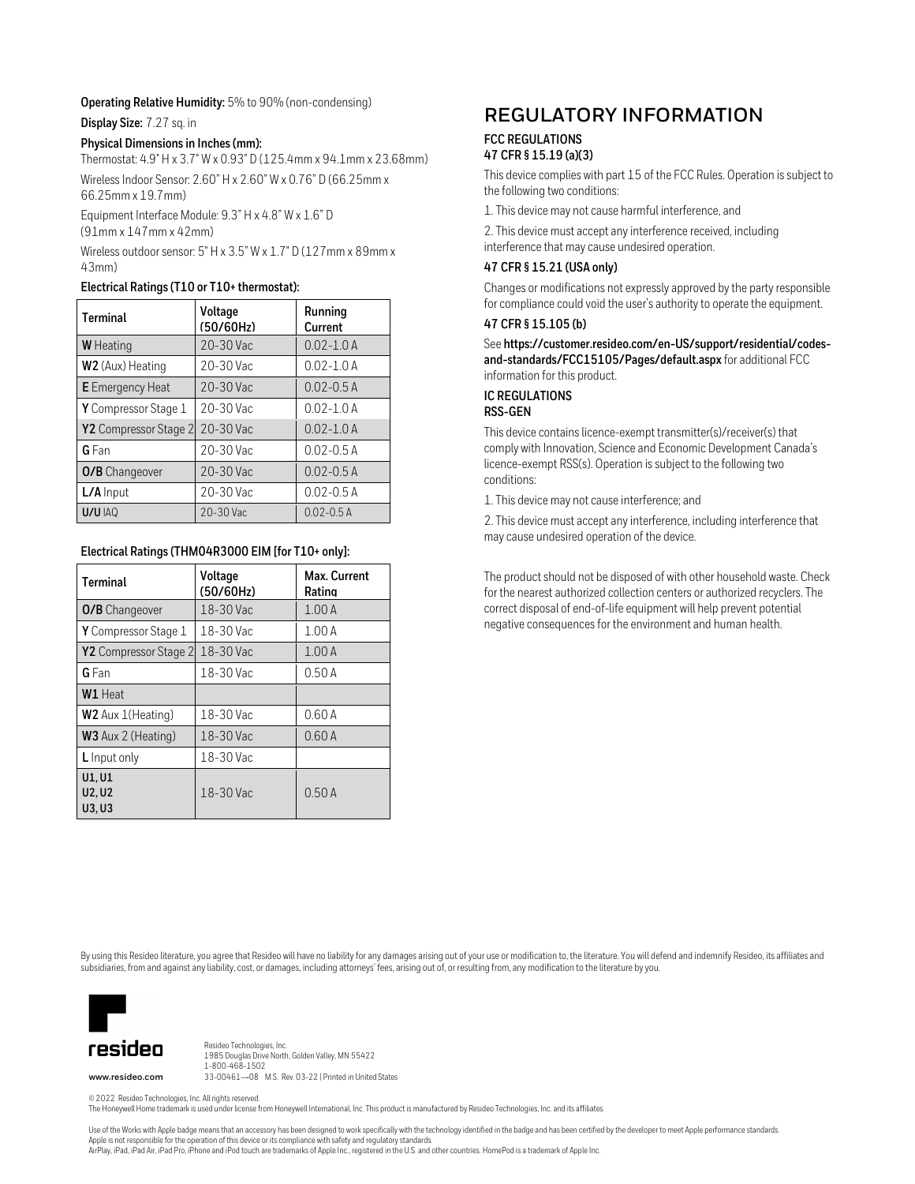**Operating Relative Humidity:** 5% to 90% (non-condensing)

**Display Size:** 7.27 sq. in

**Physical Dimensions in Inches (mm):**

Thermostat: 4.9" H x 3.7" W x 0.93" D (125.4mm x 94.1mm x 23.68mm)

Wireless Indoor Sensor: 2.60" H x 2.60" W x 0.76" D (66.25mm x 66.25mm x 19.7mm)

Equipment Interface Module: 9.3" H x 4.8" W x 1.6" D (91mm x 147mm x 42mm)

Wireless outdoor sensor: 5" H x 3.5" W x 1.7" D (127mm x 89mm x 43mm)

**Electrical Ratings (T10 or T10+ thermostat):**

| Terminal | Voltage (50/60Hz) | Running Current |
|---|---|---|
| **W** Heating | 20-30 Vac | 0.02-1.0 A |
| **W2** (Aux) Heating | 20-30 Vac | 0.02-1.0 A |
| **E** Emergency Heat | 20-30 Vac | 0.02-0.5 A |
| **Y** Compressor Stage 1 | 20-30 Vac | 0.02-1.0 A |
| **Y2** Compressor Stage 2 | 20-30 Vac | 0.02-1.0 A |
| **G** Fan | 20-30 Vac | 0.02-0.5 A |
| **O/B** Changeover | 20-30 Vac | 0.02-0.5 A |
| **L/A** Input | 20-30 Vac | 0.02-0.5 A |
| **U/U** IAQ | 20-30 Vac | 0.02-0.5 A |

**Electrical Ratings (THM04R3000 EIM [for T10+ only]:**

| Terminal | Voltage (50/60Hz) | Max. Current Rating |
|---|---|---|
| **O/B** Changeover | 18-30 Vac | 1.00 A |
| **Y** Compressor Stage 1 | 18-30 Vac | 1.00 A |
| **Y2** Compressor Stage 2 | 18-30 Vac | 1.00 A |
| **G** Fan | 18-30 Vac | 0.50 A |
| **W1** Heat | | |
| **W2** Aux 1(Heating) | 18-30 Vac | 0.60 A |
| **W3** Aux 2 (Heating) | 18-30 Vac | 0.60 A |
| **L** Input only | 18-30 Vac | |
| **U1, U1 U2, U2 U3, U3** | 18-30 Vac | 0.50 A |

## REGULATORY INFORMATION

### FCC REGULATIONS

#### 47 CFR § 15.19 (a)(3)

This device complies with part 15 of the FCC Rules. Operation is subject to the following two conditions:

1. This device may not cause harmful interference, and
2. This device must accept any interference received, including interference that may cause undesired operation.

#### 47 CFR § 15.21 (USA only)

Changes or modifications not expressly approved by the party responsible for compliance could void the user's authority to operate the equipment.

#### 47 CFR § 15.105 (b)

See **https://customer.resideo.com/en-US/support/residential/codes-and-standards/FCC15105/Pages/default.aspx** for additional FCC information for this product.

### IC REGULATIONS

#### RSS-GEN

This device contains licence-exempt transmitter(s)/receiver(s) that comply with Innovation, Science and Economic Development Canada's licence-exempt RSS(s). Operation is subject to the following two conditions:

1. This device may not cause interference; and
2. This device must accept any interference, including interference that may cause undesired operation of the device.

The product should not be disposed of with other household waste. Check for the nearest authorized collection centers or authorized recyclers. The correct disposal of end-of-life equipment will help prevent potential negative consequences for the environment and human health.

By using this Resideo literature, you agree that Resideo will have no liability for any damages arising out of your use or modification to, the literature. You will defend and indemnify Resideo, its affiliates and subsidiaries, from and against any liability, cost, or damages, including attorneys' fees, arising out of, or resulting from, any modification to the literature by you.

resideo

www.resideo.com

Resideo Technologies, Inc.
1985 Douglas Drive North, Golden Valley, MN 55422
1-800-468-1502
33-00461—08 M.S. Rev. 03-22 | Printed in United States

© 2022 Resideo Technologies, Inc. All rights reserved.
The Honeywell Home trademark is used under license from Honeywell International, Inc. This product is manufactured by Resideo Technologies, Inc. and its affiliates.

Use of the Works with Apple badge means that an accessory has been designed to work specifically with the technology identified in the badge and has been certified by the developer to meet Apple performance standards. Apple is not responsible for the operation of this device or its compliance with safety and regulatory standards.
AirPlay, iPad, iPad Air, iPad Pro, iPhone and iPod touch are trademarks of Apple Inc., registered in the U.S. and other countries. HomePod is a trademark of Apple Inc.